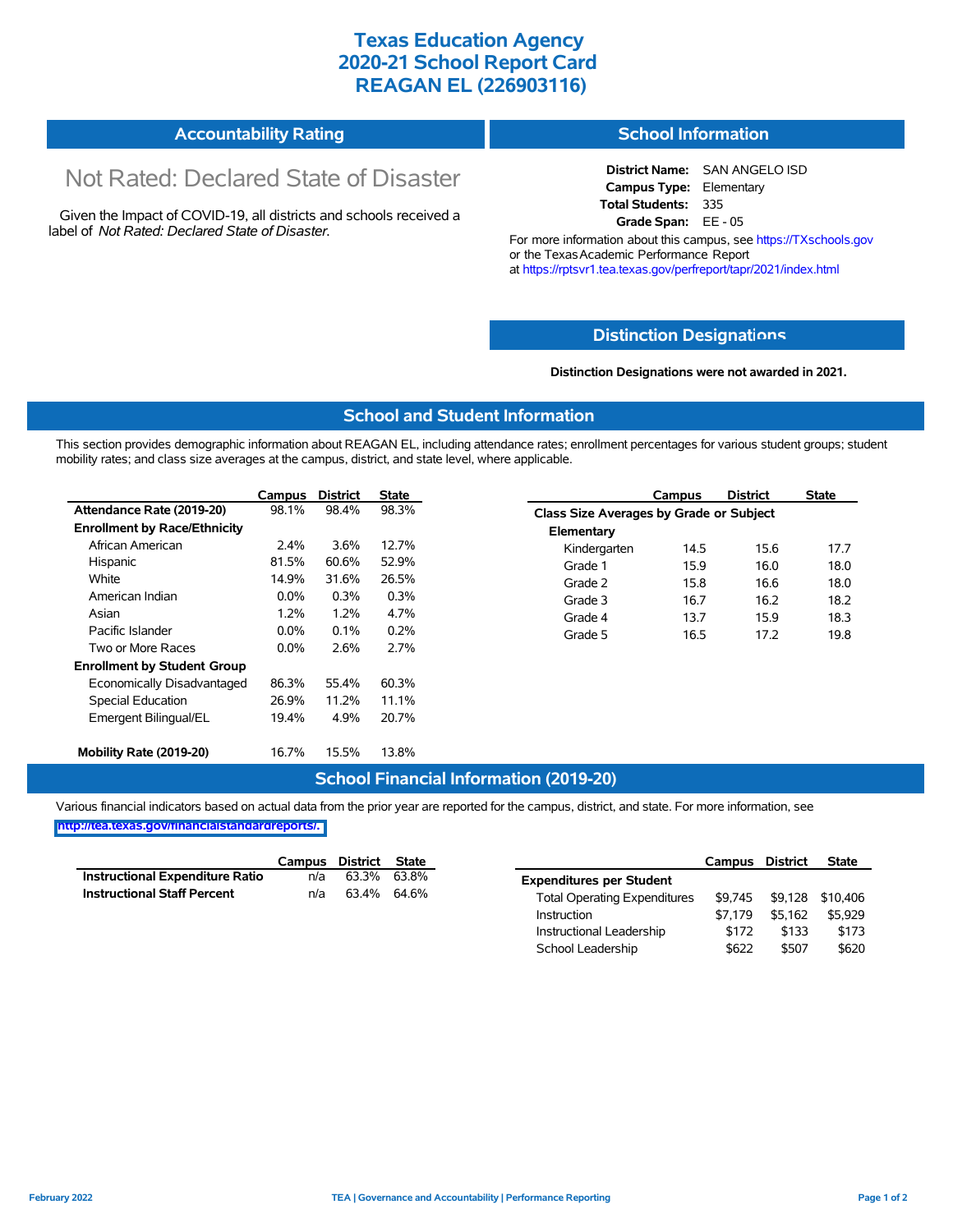# Texas Education Agency
# 2020-21 School Report Card
# REAGAN EL (226903116)

## Accountability Rating

Not Rated: Declared State of Disaster

Given the Impact of COVID-19, all districts and schools received a label of *Not Rated: Declared State of Disaster*.

## School Information

**District Name:** SAN ANGELO ISD
**Campus Type:** Elementary
**Total Students:** 335
**Grade Span:** EE - 05

For more information about this campus, see https://TXschools.gov or the Texas Academic Performance Report at https://rptsvr1.tea.texas.gov/perfreport/tapr/2021/index.html

## Distinction Designations

**Distinction Designations were not awarded in 2021.**

## School and Student Information

This section provides demographic information about REAGAN EL, including attendance rates; enrollment percentages for various student groups; student mobility rates; and class size averages at the campus, district, and state level, where applicable.

| | Campus | District | State |
|---|---|---|---|
| **Attendance Rate (2019-20)** | 98.1% | 98.4% | 98.3% |
| **Enrollment by Race/Ethnicity** | | | |
| African American | 2.4% | 3.6% | 12.7% |
| Hispanic | 81.5% | 60.6% | 52.9% |
| White | 14.9% | 31.6% | 26.5% |
| American Indian | 0.0% | 0.3% | 0.3% |
| Asian | 1.2% | 1.2% | 4.7% |
| Pacific Islander | 0.0% | 0.1% | 0.2% |
| Two or More Races | 0.0% | 2.6% | 2.7% |
| **Enrollment by Student Group** | | | |
| Economically Disadvantaged | 86.3% | 55.4% | 60.3% |
| Special Education | 26.9% | 11.2% | 11.1% |
| Emergent Bilingual/EL | 19.4% | 4.9% | 20.7% |
| **Mobility Rate (2019-20)** | 16.7% | 15.5% | 13.8% |

| | Campus | District | State |
|---|---|---|---|
| **Class Size Averages by Grade or Subject** | | | |
| **Elementary** | | | |
| Kindergarten | 14.5 | 15.6 | 17.7 |
| Grade 1 | 15.9 | 16.0 | 18.0 |
| Grade 2 | 15.8 | 16.6 | 18.0 |
| Grade 3 | 16.7 | 16.2 | 18.2 |
| Grade 4 | 13.7 | 15.9 | 18.3 |
| Grade 5 | 16.5 | 17.2 | 19.8 |

## School Financial Information (2019-20)

Various financial indicators based on actual data from the prior year are reported for the campus, district, and state. For more information, see http://tea.texas.gov/financialstandardreports/.

| | Campus | District | State |
|---|---|---|---|
| **Instructional Expenditure Ratio** | n/a | 63.3% | 63.8% |
| **Instructional Staff Percent** | n/a | 63.4% | 64.6% |

| | Campus | District | State |
|---|---|---|---|
| **Expenditures per Student** | | | |
| Total Operating Expenditures | $9,745 | $9,128 | $10,406 |
| Instruction | $7,179 | $5,162 | $5,929 |
| Instructional Leadership | $172 | $133 | $173 |
| School Leadership | $622 | $507 | $620 |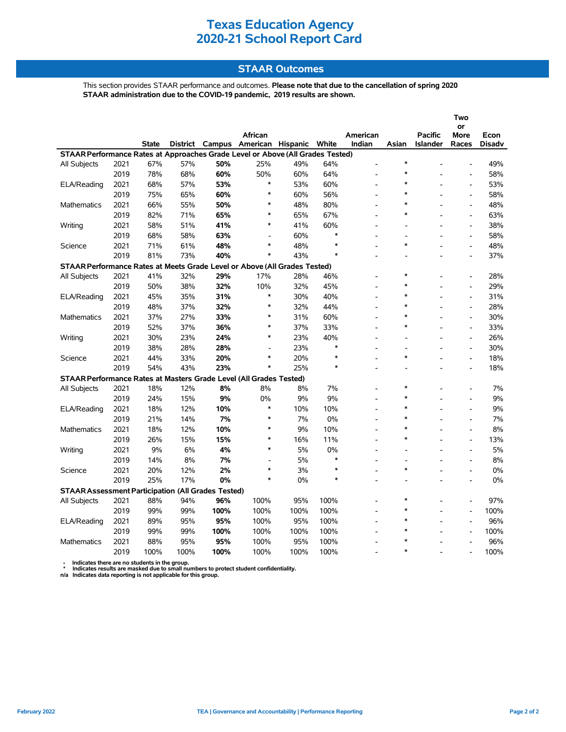# Texas Education Agency
# 2020-21 School Report Card

## STAAR Outcomes

This section provides STAAR performance and outcomes. **Please note that due to the cancellation of spring 2020 STAAR administration due to the COVID-19 pandemic, 2019 results are shown.**

| | | State | District | Campus | African American | Hispanic | White | American Indian | Asian | Pacific Islander | Two or More Races | Econ Disadv |
|---|---|---|---|---|---|---|---|---|---|---|---|---|
| **STAAR Performance Rates at Approaches Grade Level or Above (All Grades Tested)** | | | | | | | | | | | | |
| All Subjects | 2021 | 67% | 57% | **50%** | 25% | 49% | 64% | - | * | - | - | 49% |
| | 2019 | 78% | 68% | **60%** | 50% | 60% | 64% | - | * | - | - | 58% |
| ELA/Reading | 2021 | 68% | 57% | **53%** | * | 53% | 60% | - | * | - | - | 53% |
| | 2019 | 75% | 65% | **60%** | * | 60% | 56% | - | * | - | - | 58% |
| Mathematics | 2021 | 66% | 55% | **50%** | * | 48% | 80% | - | * | - | - | 48% |
| | 2019 | 82% | 71% | **65%** | * | 65% | 67% | - | * | - | - | 63% |
| Writing | 2021 | 58% | 51% | **41%** | * | 41% | 60% | - | - | - | - | 38% |
| | 2019 | 68% | 58% | **63%** | - | 60% | * | - | - | - | - | 58% |
| Science | 2021 | 71% | 61% | **48%** | * | 48% | * | - | * | - | - | 48% |
| | 2019 | 81% | 73% | **40%** | * | 43% | * | - | - | - | - | 37% |
| **STAAR Performance Rates at Meets Grade Level or Above (All Grades Tested)** | | | | | | | | | | | | |
| All Subjects | 2021 | 41% | 32% | **29%** | 17% | 28% | 46% | - | * | - | - | 28% |
| | 2019 | 50% | 38% | **32%** | 10% | 32% | 45% | - | * | - | - | 29% |
| ELA/Reading | 2021 | 45% | 35% | **31%** | * | 30% | 40% | - | * | - | - | 31% |
| | 2019 | 48% | 37% | **32%** | * | 32% | 44% | - | * | - | - | 28% |
| Mathematics | 2021 | 37% | 27% | **33%** | * | 31% | 60% | - | * | - | - | 30% |
| | 2019 | 52% | 37% | **36%** | * | 37% | 33% | - | * | - | - | 33% |
| Writing | 2021 | 30% | 23% | **24%** | * | 23% | 40% | - | - | - | - | 26% |
| | 2019 | 38% | 28% | **28%** | - | 23% | * | - | - | - | - | 30% |
| Science | 2021 | 44% | 33% | **20%** | * | 20% | * | - | * | - | - | 18% |
| | 2019 | 54% | 43% | **23%** | * | 25% | * | - | - | - | - | 18% |
| **STAAR Performance Rates at Masters Grade Level (All Grades Tested)** | | | | | | | | | | | | |
| All Subjects | 2021 | 18% | 12% | **8%** | 8% | 8% | 7% | - | * | - | - | 7% |
| | 2019 | 24% | 15% | **9%** | 0% | 9% | 9% | - | * | - | - | 9% |
| ELA/Reading | 2021 | 18% | 12% | **10%** | * | 10% | 10% | - | * | - | - | 9% |
| | 2019 | 21% | 14% | **7%** | * | 7% | 0% | - | * | - | - | 7% |
| Mathematics | 2021 | 18% | 12% | **10%** | * | 9% | 10% | - | * | - | - | 8% |
| | 2019 | 26% | 15% | **15%** | * | 16% | 11% | - | * | - | - | 13% |
| Writing | 2021 | 9% | 6% | **4%** | * | 5% | 0% | - | - | - | - | 5% |
| | 2019 | 14% | 8% | **7%** | - | 5% | * | - | - | - | - | 8% |
| Science | 2021 | 20% | 12% | **2%** | * | 3% | * | - | * | - | - | 0% |
| | 2019 | 25% | 17% | **0%** | * | 0% | * | - | - | - | - | 0% |
| **STAAR Assessment Participation (All Grades Tested)** | | | | | | | | | | | | |
| All Subjects | 2021 | 88% | 94% | **96%** | 100% | 95% | 100% | - | * | - | - | 97% |
| | 2019 | 99% | 99% | **100%** | 100% | 100% | 100% | - | * | - | - | 100% |
| ELA/Reading | 2021 | 89% | 95% | **95%** | 100% | 95% | 100% | - | * | - | - | 96% |
| | 2019 | 99% | 99% | **100%** | 100% | 100% | 100% | - | * | - | - | 100% |
| Mathematics | 2021 | 88% | 95% | **95%** | 100% | 95% | 100% | - | * | - | - | 96% |
| | 2019 | 100% | 100% | **100%** | 100% | 100% | 100% | - | * | - | - | 100% |

**-** Indicates there are no students in the group.
**\*** Indicates results are masked due to small numbers to protect student confidentiality.
**n/a** Indicates data reporting is not applicable for this group.